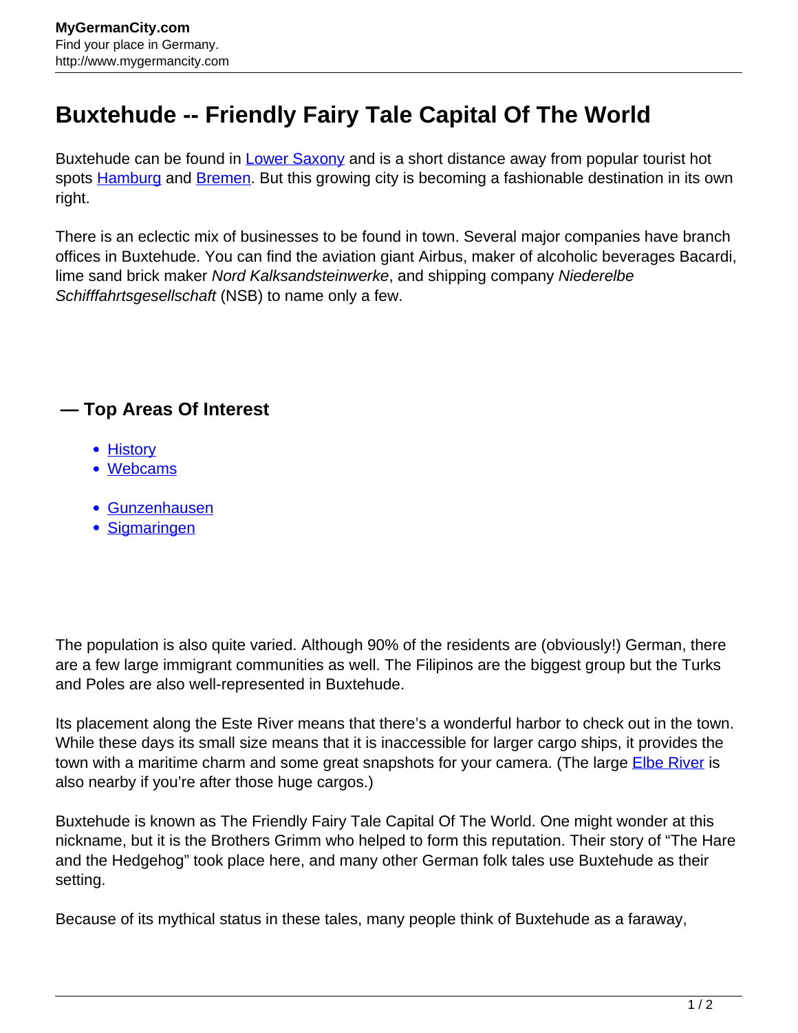# Buxtehude -- Friendly Fairy Tale Capital Of The World

Buxtehude can be found in Lower Saxony and is a short distance away from popular tourist hot spots Hamburg and Bremen. But this growing city is becoming a fashionable destination in its own right.

There is an eclectic mix of businesses to be found in town. Several major companies have branch offices in Buxtehude. You can find the aviation giant Airbus, maker of alcoholic beverages Bacardi, lime sand brick maker *Nord Kalksandsteinwerke*, and shipping company *Niederelbe Schifffahrtsgesellschaft* (NSB) to name only a few.

### — Top Areas Of Interest

- History
- Webcams

- Gunzenhausen
- Sigmaringen

The population is also quite varied. Although 90% of the residents are (obviously!) German, there are a few large immigrant communities as well. The Filipinos are the biggest group but the Turks and Poles are also well-represented in Buxtehude.

Its placement along the Este River means that there's a wonderful harbor to check out in the town. While these days its small size means that it is inaccessible for larger cargo ships, it provides the town with a maritime charm and some great snapshots for your camera. (The large Elbe River is also nearby if you're after those huge cargos.)

Buxtehude is known as The Friendly Fairy Tale Capital Of The World. One might wonder at this nickname, but it is the Brothers Grimm who helped to form this reputation. Their story of "The Hare and the Hedgehog" took place here, and many other German folk tales use Buxtehude as their setting.

Because of its mythical status in these tales, many people think of Buxtehude as a faraway,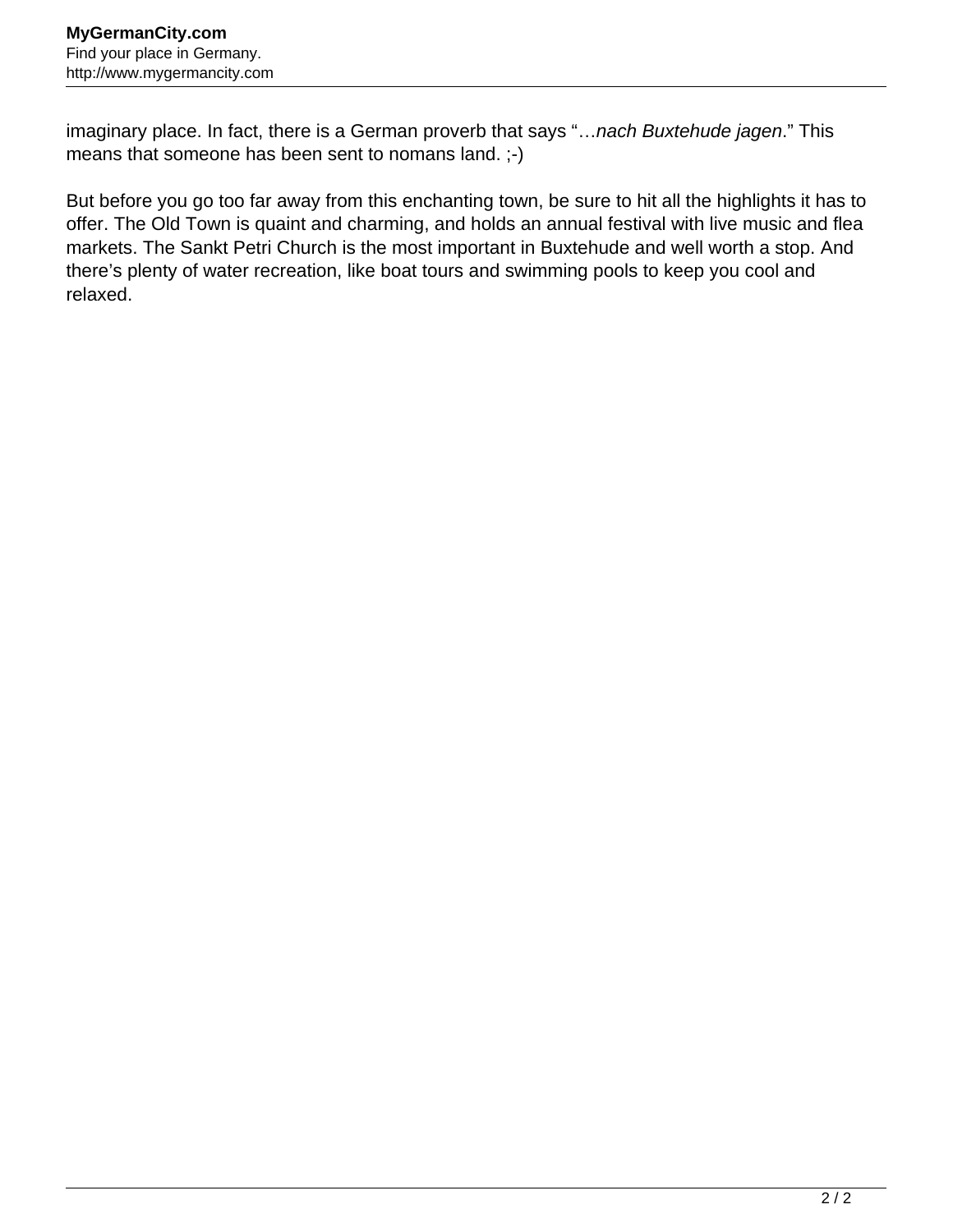imaginary place. In fact, there is a German proverb that says "…*nach Buxtehude jagen*." This means that someone has been sent to nomans land. ;-)

But before you go too far away from this enchanting town, be sure to hit all the highlights it has to offer. The Old Town is quaint and charming, and holds an annual festival with live music and flea markets. The Sankt Petri Church is the most important in Buxtehude and well worth a stop. And there's plenty of water recreation, like boat tours and swimming pools to keep you cool and relaxed.